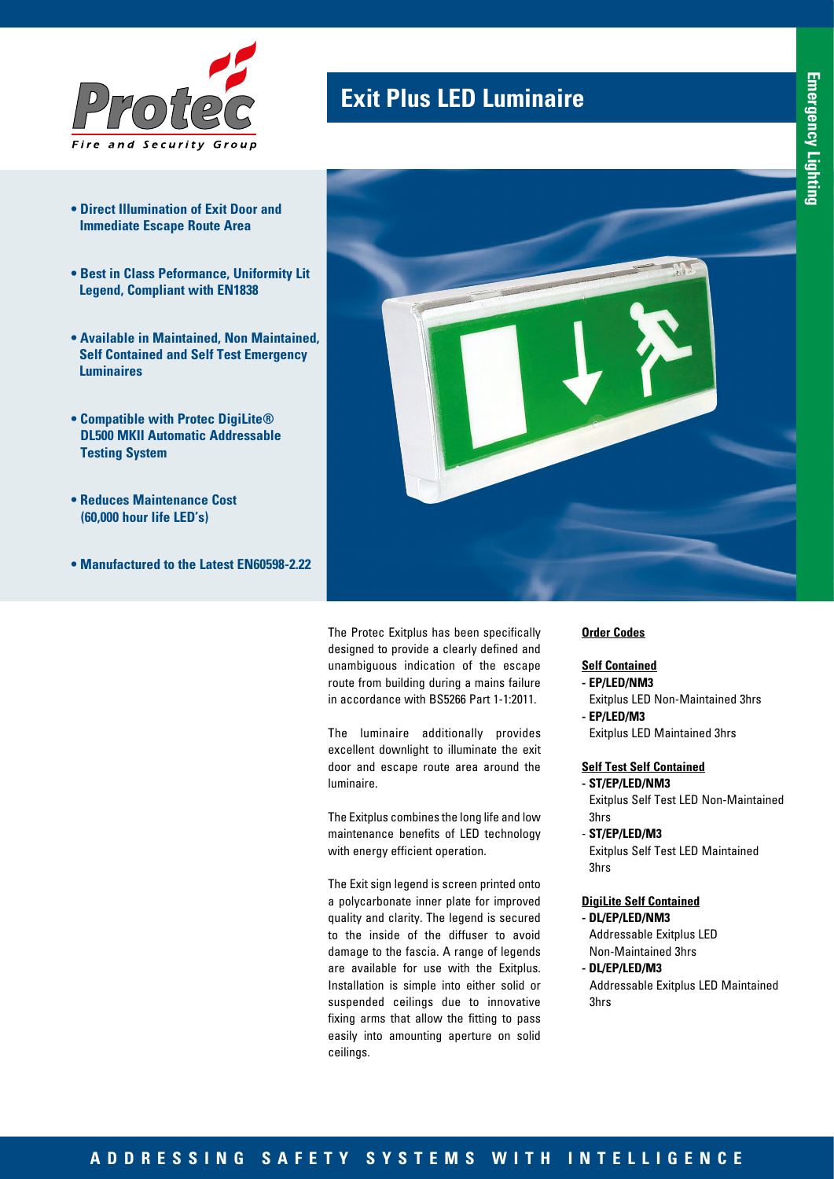# Exit Plus LED Luminaire

- **Direct Illumination of Exit Door and Immediate Escape Route Area**
- **Best in Class Peformance, Uniformity Lit Legend, Compliant with EN1838**
- **Available in Maintained, Non Maintained, Self Contained and Self Test Emergency Luminaires**
- **Compatible with Protec DigiLite® DL500 MKII Automatic Addressable Testing System**
- **Reduces Maintenance Cost (60,000 hour life LED's)**
- **Manufactured to the Latest EN60598-2.22**

The Protec Exitplus has been specifically designed to provide a clearly defined and unambiguous indication of the escape route from building during a mains failure in accordance with BS5266 Part 1-1:2011.

The luminaire additionally provides excellent downlight to illuminate the exit door and escape route area around the luminaire.

The Exitplus combines the long life and low maintenance benefits of LED technology with energy efficient operation.

The Exit sign legend is screen printed onto a polycarbonate inner plate for improved quality and clarity. The legend is secured to the inside of the diffuser to avoid damage to the fascia. A range of legends are available for use with the Exitplus. Installation is simple into either solid or suspended ceilings due to innovative fixing arms that allow the fitting to pass easily into amounting aperture on solid ceilings.

**Order Codes**

**Self Contained**

- **EP/LED/NM3**
  Exitplus LED Non-Maintained 3hrs
- **EP/LED/M3**
  Exitplus LED Maintained 3hrs

**Self Test Self Contained**

- **ST/EP/LED/NM3**
  Exitplus Self Test LED Non-Maintained 3hrs
- **ST/EP/LED/M3**
  Exitplus Self Test LED Maintained 3hrs

**DigiLite Self Contained**

- **DL/EP/LED/NM3**
  Addressable Exitplus LED Non-Maintained 3hrs
- **DL/EP/LED/M3**
  Addressable Exitplus LED Maintained 3hrs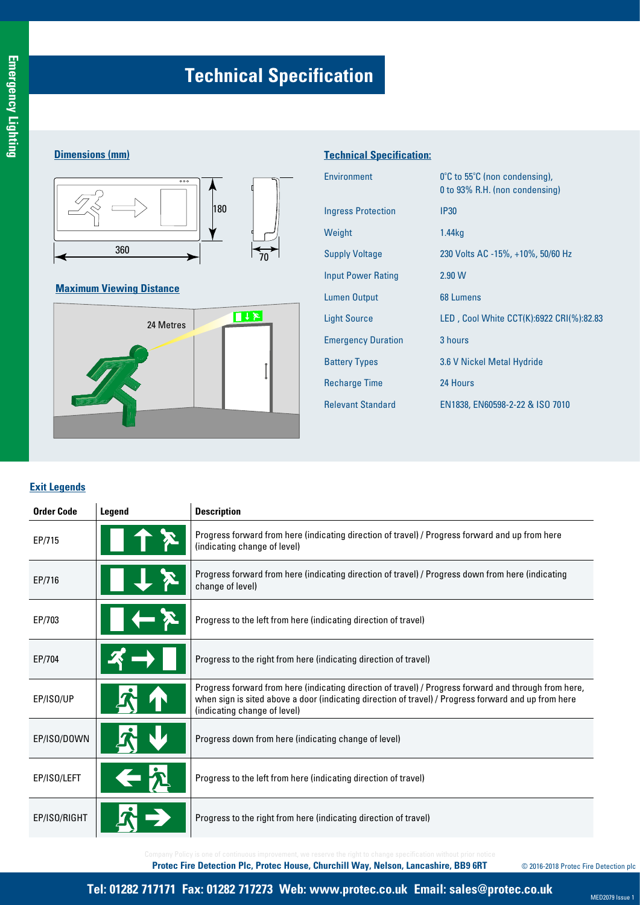# Technical Specification

## Dimensions (mm)

180

360

70

## Maximum Viewing Distance

24 Metres

## Technical Specification:

| | |
|---|---|
| Environment | 0°C to 55°C (non condensing), 0 to 93% R.H. (non condensing) |
| Ingress Protection | IP30 |
| Weight | 1.44kg |
| Supply Voltage | 230 Volts AC -15%, +10%, 50/60 Hz |
| Input Power Rating | 2.90 W |
| Lumen Output | 68 Lumens |
| Light Source | LED , Cool White CCT(K):6922 CRI(%):82.83 |
| Emergency Duration | 3 hours |
| Battery Types | 3.6 V Nickel Metal Hydride |
| Recharge Time | 24 Hours |
| Relevant Standard | EN1838, EN60598-2-22 & ISO 7010 |

## Exit Legends

| Order Code | Legend | Description |
|---|---|---|
| EP/715 | | Progress forward from here (indicating direction of travel) / Progress forward and up from here (indicating change of level) |
| EP/716 | | Progress forward from here (indicating direction of travel) / Progress down from here (indicating change of level) |
| EP/703 | | Progress to the left from here (indicating direction of travel) |
| EP/704 | | Progress to the right from here (indicating direction of travel) |
| EP/ISO/UP | | Progress forward from here (indicating direction of travel) / Progress forward and through from here, when sign is sited above a door (indicating direction of travel) / Progress forward and up from here (indicating change of level) |
| EP/ISO/DOWN | | Progress down from here (indicating change of level) |
| EP/ISO/LEFT | | Progress to the left from here (indicating direction of travel) |
| EP/ISO/RIGHT | | Progress to the right from here (indicating direction of travel) |

Company Policy is one of continuous improvement, we reserve the right to change specification without prior notice

**Protec Fire Detection Plc, Protec House, Churchill Way, Nelson, Lancashire, BB9 6RT**

© 2016-2018 Protec Fire Detection plc

**Tel: 01282 717171 Fax: 01282 717273 Web: www.protec.co.uk Email: sales@protec.co.uk**

MED2079 Issue 1